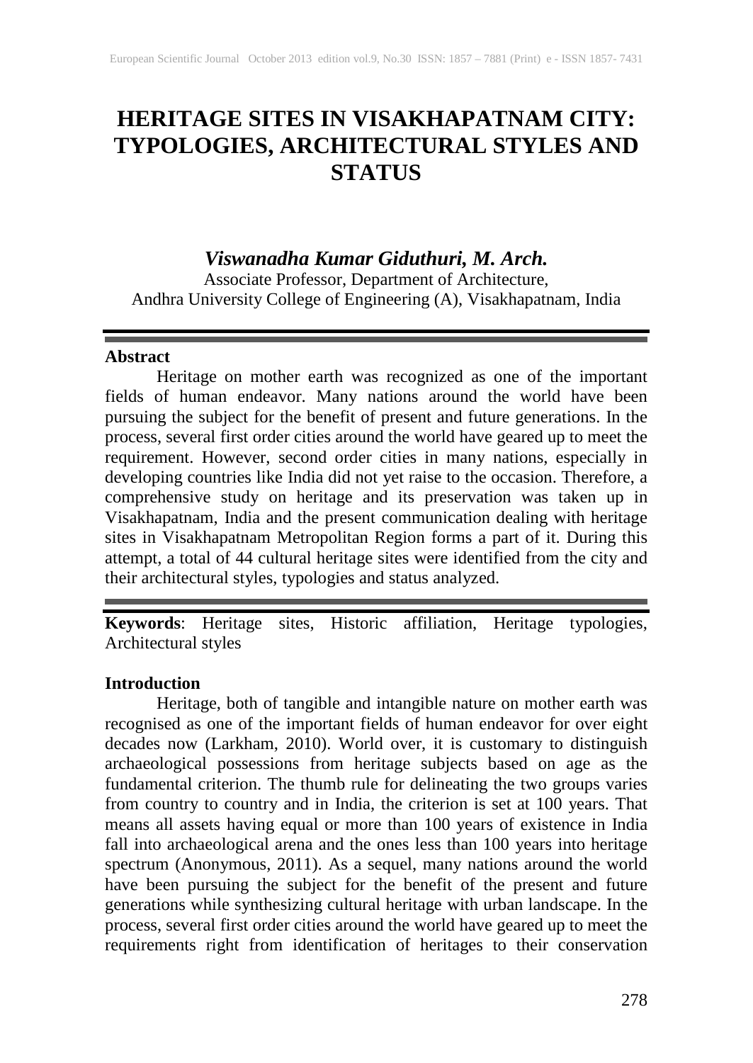# HERITAGE SITES IN VISAKHAPATNAM CITY: TYPOLOGIES, ARCHITECTURAL STYLES AND STATUS

***Viswanadha Kumar Giduthuri, M. Arch.***

Associate Professor, Department of Architecture,
Andhra University College of Engineering (A), Visakhapatnam, India

---

**Abstract**

Heritage on mother earth was recognized as one of the important fields of human endeavor. Many nations around the world have been pursuing the subject for the benefit of present and future generations. In the process, several first order cities around the world have geared up to meet the requirement. However, second order cities in many nations, especially in developing countries like India did not yet raise to the occasion. Therefore, a comprehensive study on heritage and its preservation was taken up in Visakhapatnam, India and the present communication dealing with heritage sites in Visakhapatnam Metropolitan Region forms a part of it. During this attempt, a total of 44 cultural heritage sites were identified from the city and their architectural styles, typologies and status analyzed.

---

**Keywords**: Heritage sites, Historic affiliation, Heritage typologies, Architectural styles

**Introduction**

Heritage, both of tangible and intangible nature on mother earth was recognised as one of the important fields of human endeavor for over eight decades now (Larkham, 2010). World over, it is customary to distinguish archaeological possessions from heritage subjects based on age as the fundamental criterion. The thumb rule for delineating the two groups varies from country to country and in India, the criterion is set at 100 years. That means all assets having equal or more than 100 years of existence in India fall into archaeological arena and the ones less than 100 years into heritage spectrum (Anonymous, 2011). As a sequel, many nations around the world have been pursuing the subject for the benefit of the present and future generations while synthesizing cultural heritage with urban landscape. In the process, several first order cities around the world have geared up to meet the requirements right from identification of heritages to their conservation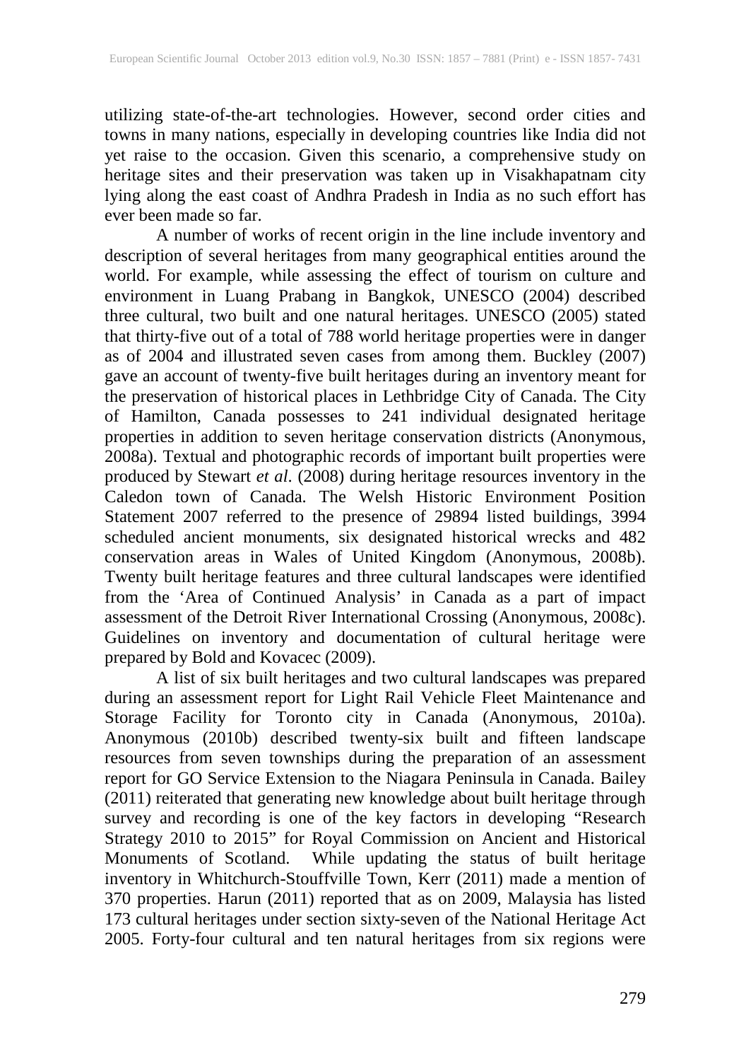utilizing state-of-the-art technologies. However, second order cities and towns in many nations, especially in developing countries like India did not yet raise to the occasion. Given this scenario, a comprehensive study on heritage sites and their preservation was taken up in Visakhapatnam city lying along the east coast of Andhra Pradesh in India as no such effort has ever been made so far.

A number of works of recent origin in the line include inventory and description of several heritages from many geographical entities around the world. For example, while assessing the effect of tourism on culture and environment in Luang Prabang in Bangkok, UNESCO (2004) described three cultural, two built and one natural heritages. UNESCO (2005) stated that thirty-five out of a total of 788 world heritage properties were in danger as of 2004 and illustrated seven cases from among them. Buckley (2007) gave an account of twenty-five built heritages during an inventory meant for the preservation of historical places in Lethbridge City of Canada. The City of Hamilton, Canada possesses to 241 individual designated heritage properties in addition to seven heritage conservation districts (Anonymous, 2008a). Textual and photographic records of important built properties were produced by Stewart *et al*. (2008) during heritage resources inventory in the Caledon town of Canada. The Welsh Historic Environment Position Statement 2007 referred to the presence of 29894 listed buildings, 3994 scheduled ancient monuments, six designated historical wrecks and 482 conservation areas in Wales of United Kingdom (Anonymous, 2008b). Twenty built heritage features and three cultural landscapes were identified from the 'Area of Continued Analysis' in Canada as a part of impact assessment of the Detroit River International Crossing (Anonymous, 2008c). Guidelines on inventory and documentation of cultural heritage were prepared by Bold and Kovacec (2009).

A list of six built heritages and two cultural landscapes was prepared during an assessment report for Light Rail Vehicle Fleet Maintenance and Storage Facility for Toronto city in Canada (Anonymous, 2010a). Anonymous (2010b) described twenty-six built and fifteen landscape resources from seven townships during the preparation of an assessment report for GO Service Extension to the Niagara Peninsula in Canada. Bailey (2011) reiterated that generating new knowledge about built heritage through survey and recording is one of the key factors in developing "Research Strategy 2010 to 2015" for Royal Commission on Ancient and Historical Monuments of Scotland. While updating the status of built heritage inventory in Whitchurch-Stouffville Town, Kerr (2011) made a mention of 370 properties. Harun (2011) reported that as on 2009, Malaysia has listed 173 cultural heritages under section sixty-seven of the National Heritage Act 2005. Forty-four cultural and ten natural heritages from six regions were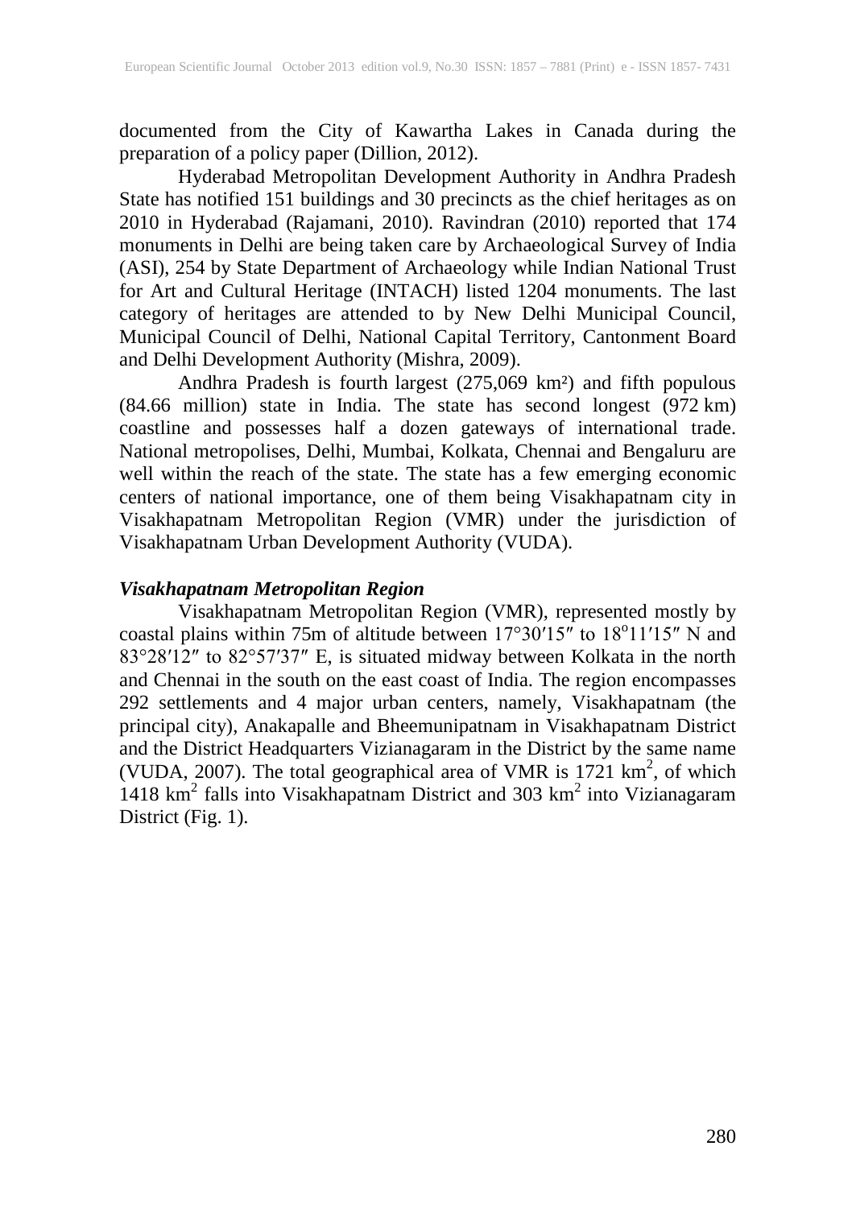documented from the City of Kawartha Lakes in Canada during the preparation of a policy paper (Dillion, 2012).

Hyderabad Metropolitan Development Authority in Andhra Pradesh State has notified 151 buildings and 30 precincts as the chief heritages as on 2010 in Hyderabad (Rajamani, 2010). Ravindran (2010) reported that 174 monuments in Delhi are being taken care by Archaeological Survey of India (ASI), 254 by State Department of Archaeology while Indian National Trust for Art and Cultural Heritage (INTACH) listed 1204 monuments. The last category of heritages are attended to by New Delhi Municipal Council, Municipal Council of Delhi, National Capital Territory, Cantonment Board and Delhi Development Authority (Mishra, 2009).

Andhra Pradesh is fourth largest (275,069 km²) and fifth populous (84.66 million) state in India. The state has second longest (972 km) coastline and possesses half a dozen gateways of international trade. National metropolises, Delhi, Mumbai, Kolkata, Chennai and Bengaluru are well within the reach of the state. The state has a few emerging economic centers of national importance, one of them being Visakhapatnam city in Visakhapatnam Metropolitan Region (VMR) under the jurisdiction of Visakhapatnam Urban Development Authority (VUDA).

***Visakhapatnam Metropolitan Region***

Visakhapatnam Metropolitan Region (VMR), represented mostly by coastal plains within 75m of altitude between 17°30′15″ to 18°11′15″ N and 83°28′12″ to 82°57′37″ E, is situated midway between Kolkata in the north and Chennai in the south on the east coast of India. The region encompasses 292 settlements and 4 major urban centers, namely, Visakhapatnam (the principal city), Anakapalle and Bheemunipatnam in Visakhapatnam District and the District Headquarters Vizianagaram in the District by the same name (VUDA, 2007). The total geographical area of VMR is 1721 $km^2$, of which 1418 $km^2$ falls into Visakhapatnam District and 303 $km^2$ into Vizianagaram District (Fig. 1).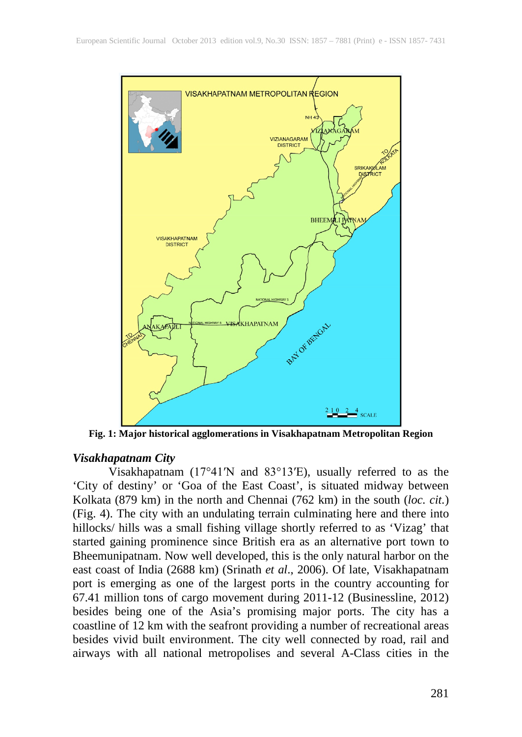Fig. 1: Major historical agglomerations in Visakhapatnam Metropolitan Region

### *Visakhapatnam City*

Visakhapatnam (17°41′N and 83°13′E), usually referred to as the 'City of destiny' or 'Goa of the East Coast', is situated midway between Kolkata (879 km) in the north and Chennai (762 km) in the south (*loc. cit.*) (Fig. 4). The city with an undulating terrain culminating here and there into hillocks/ hills was a small fishing village shortly referred to as 'Vizag' that started gaining prominence since British era as an alternative port town to Bheemunipatnam. Now well developed, this is the only natural harbor on the east coast of India (2688 km) (Srinath *et al*., 2006). Of late, Visakhapatnam port is emerging as one of the largest ports in the country accounting for 67.41 million tons of cargo movement during 2011-12 (Businessline, 2012) besides being one of the Asia's promising major ports. The city has a coastline of 12 km with the seafront providing a number of recreational areas besides vivid built environment. The city well connected by road, rail and airways with all national metropolises and several A-Class cities in the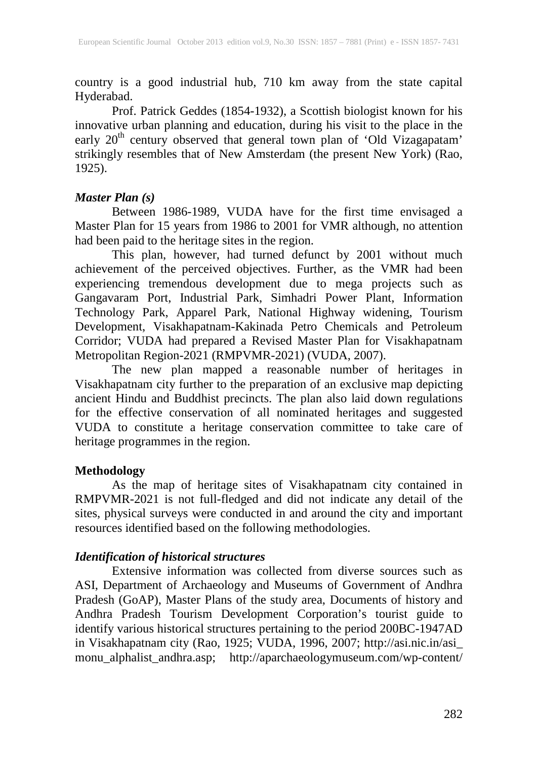country is a good industrial hub, 710 km away from the state capital Hyderabad.

Prof. Patrick Geddes (1854-1932), a Scottish biologist known for his innovative urban planning and education, during his visit to the place in the early 20th century observed that general town plan of 'Old Vizagapatam' strikingly resembles that of New Amsterdam (the present New York) (Rao, 1925).

### *Master Plan (s)*

Between 1986-1989, VUDA have for the first time envisaged a Master Plan for 15 years from 1986 to 2001 for VMR although, no attention had been paid to the heritage sites in the region.

This plan, however, had turned defunct by 2001 without much achievement of the perceived objectives. Further, as the VMR had been experiencing tremendous development due to mega projects such as Gangavaram Port, Industrial Park, Simhadri Power Plant, Information Technology Park, Apparel Park, National Highway widening, Tourism Development, Visakhapatnam-Kakinada Petro Chemicals and Petroleum Corridor; VUDA had prepared a Revised Master Plan for Visakhapatnam Metropolitan Region-2021 (RMPVMR-2021) (VUDA, 2007).

The new plan mapped a reasonable number of heritages in Visakhapatnam city further to the preparation of an exclusive map depicting ancient Hindu and Buddhist precincts. The plan also laid down regulations for the effective conservation of all nominated heritages and suggested VUDA to constitute a heritage conservation committee to take care of heritage programmes in the region.

## Methodology

As the map of heritage sites of Visakhapatnam city contained in RMPVMR-2021 is not full-fledged and did not indicate any detail of the sites, physical surveys were conducted in and around the city and important resources identified based on the following methodologies.

### *Identification of historical structures*

Extensive information was collected from diverse sources such as ASI, Department of Archaeology and Museums of Government of Andhra Pradesh (GoAP), Master Plans of the study area, Documents of history and Andhra Pradesh Tourism Development Corporation's tourist guide to identify various historical structures pertaining to the period 200BC-1947AD in Visakhapatnam city (Rao, 1925; VUDA, 1996, 2007; http://asi.nic.in/asi_monu_alphalist_andhra.asp; http://aparchaeologymuseum.com/wp-content/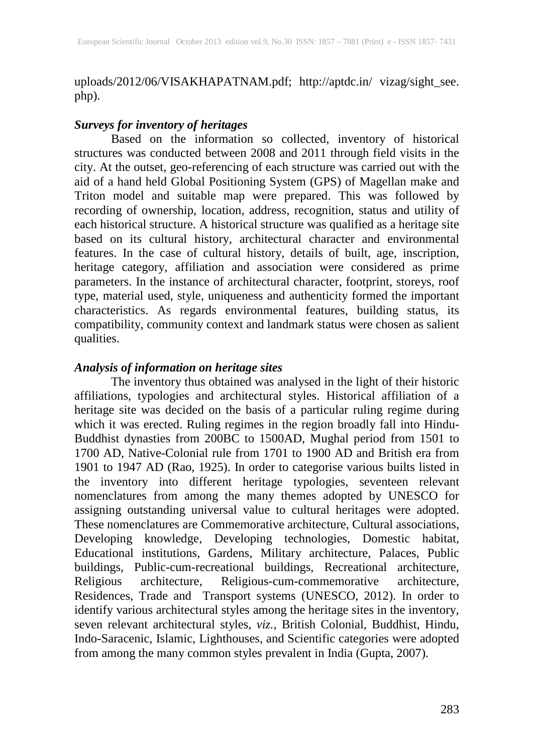uploads/2012/06/VISAKHAPATNAM.pdf; http://aptdc.in/ vizag/sight_see.php).

### *Surveys for inventory of heritages*

Based on the information so collected, inventory of historical structures was conducted between 2008 and 2011 through field visits in the city. At the outset, geo-referencing of each structure was carried out with the aid of a hand held Global Positioning System (GPS) of Magellan make and Triton model and suitable map were prepared. This was followed by recording of ownership, location, address, recognition, status and utility of each historical structure. A historical structure was qualified as a heritage site based on its cultural history, architectural character and environmental features. In the case of cultural history, details of built, age, inscription, heritage category, affiliation and association were considered as prime parameters. In the instance of architectural character, footprint, storeys, roof type, material used, style, uniqueness and authenticity formed the important characteristics. As regards environmental features, building status, its compatibility, community context and landmark status were chosen as salient qualities.

### *Analysis of information on heritage sites*

The inventory thus obtained was analysed in the light of their historic affiliations, typologies and architectural styles. Historical affiliation of a heritage site was decided on the basis of a particular ruling regime during which it was erected. Ruling regimes in the region broadly fall into Hindu-Buddhist dynasties from 200BC to 1500AD, Mughal period from 1501 to 1700 AD, Native-Colonial rule from 1701 to 1900 AD and British era from 1901 to 1947 AD (Rao, 1925). In order to categorise various builts listed in the inventory into different heritage typologies, seventeen relevant nomenclatures from among the many themes adopted by UNESCO for assigning outstanding universal value to cultural heritages were adopted. These nomenclatures are Commemorative architecture, Cultural associations, Developing knowledge, Developing technologies, Domestic habitat, Educational institutions, Gardens, Military architecture, Palaces, Public buildings, Public-cum-recreational buildings, Recreational architecture, Religious architecture, Religious-cum-commemorative architecture, Residences, Trade and Transport systems (UNESCO, 2012). In order to identify various architectural styles among the heritage sites in the inventory, seven relevant architectural styles, *viz.*, British Colonial, Buddhist, Hindu, Indo-Saracenic, Islamic, Lighthouses, and Scientific categories were adopted from among the many common styles prevalent in India (Gupta, 2007).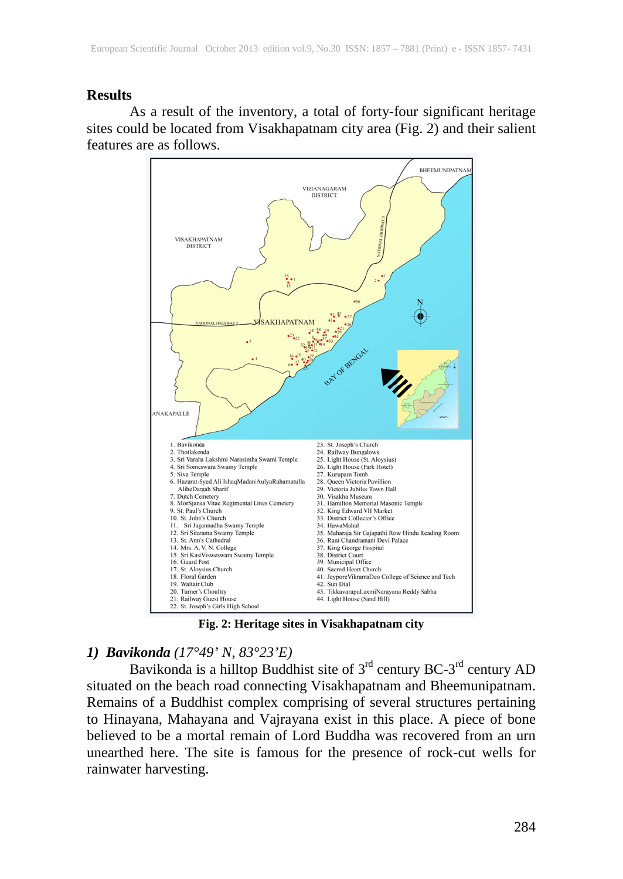## Results

As a result of the inventory, a total of forty-four significant heritage sites could be located from Visakhapatnam city area (Fig. 2) and their salient features are as follows.

1. Bavikonda
2. Thotlakonda
3. Sri Varaha Lakshmi Narasimha Swami Temple
4. Sri Someswara Swamy Temple
5. Siva Temple
6. Hazarat-Syed Ali IshaqMadaniAulyaRahamatulla AliheDargah Sharif
7. Dutch Cemetery
8. MorSjanaa Vitae Regimental Lines Cemetery
9. St. Paul's Church
10. St. John's Church
11. Sri Jagannadha Swamy Temple
12. Sri Sitarama Swamy Temple
13. St. Ann's Cathedral
14. Mrs. A. V. N. College
15. Sri KasiVisweswara Swamy Temple
16. Guard Post
17. St. Aloysius Church
18. Floral Garden
19. Waltair Club
20. Turner's Choultry
21. Railway Guest House
22. St. Joseph's Girls High School
23. St. Joseph's Church
24. Railway Bungalows
25. Light House (St. Aloysius)
26. Light House (Park Hotel)
27. Kurupam Tomb
28. Queen Victoria Pavillion
29. Victoria Jubilee Town Hall
30. Visakha Museum
31. Hamilton Memorial Masonic Temple
32. King Edward VII Market
33. District Collector's Office
34. HawaMahal
35. Maharaja Sir Gajapathi Row Hindu Reading Room
36. Rani Chandramani Devi Palace
37. King George Hospital
38. District Court
39. Municipal Office
40. Sacred Heart Church
41. JeyporeVikramaDeo College of Science and Tech
42. Sun Dial
43. TikkavarapuLaxmiNarayana Reddy Sabha
44. Light House (Sand Hill)

**Fig. 2: Heritage sites in Visakhapatnam city**

### *1) **Bavikonda** (17°49' N, 83°23'E)*

Bavikonda is a hilltop Buddhist site of 3rd century BC-3rd century AD situated on the beach road connecting Visakhapatnam and Bheemunipatnam. Remains of a Buddhist complex comprising of several structures pertaining to Hinayana, Mahayana and Vajrayana exist in this place. A piece of bone believed to be a mortal remain of Lord Buddha was recovered from an urn unearthed here. The site is famous for the presence of rock-cut wells for rainwater harvesting.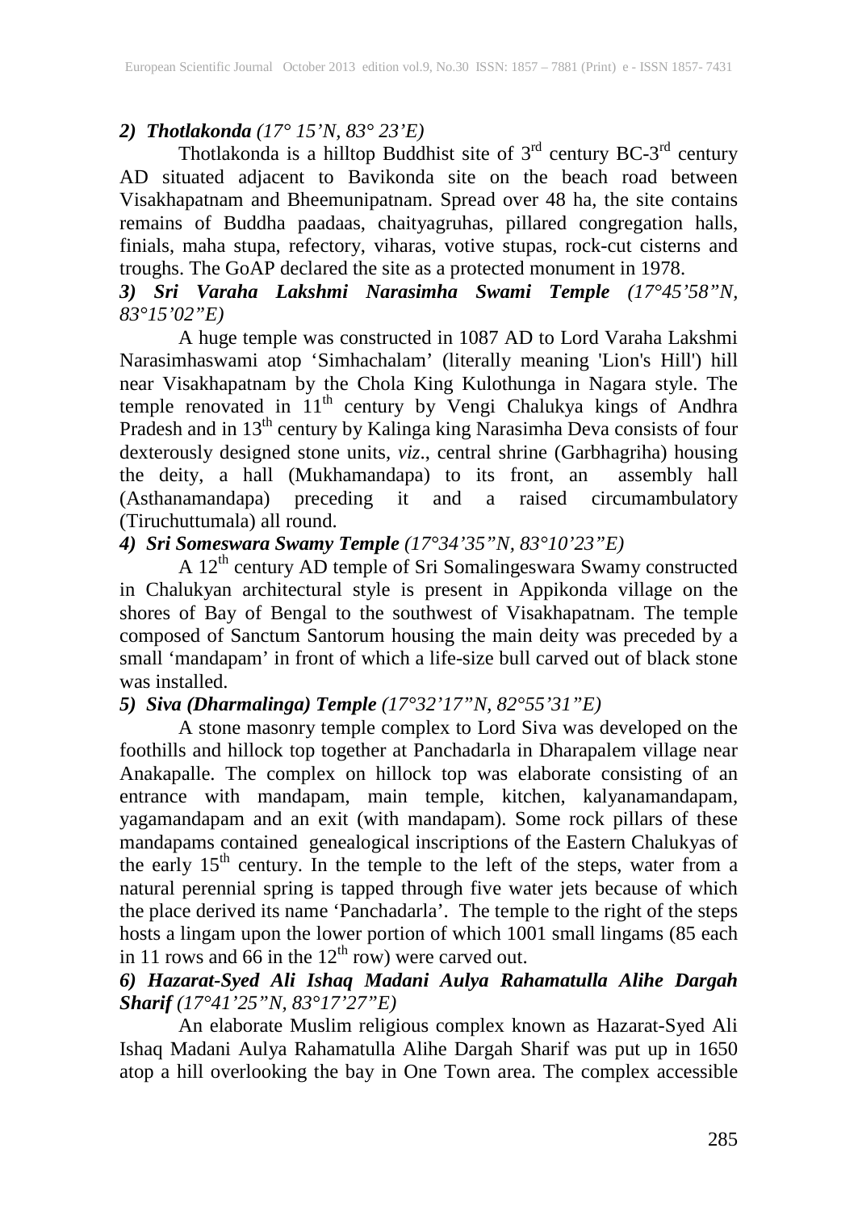**2) *Thotlakonda (17° 15'N, 83° 23'E)***

Thotlakonda is a hilltop Buddhist site of 3rd century BC-3rd century AD situated adjacent to Bavikonda site on the beach road between Visakhapatnam and Bheemunipatnam. Spread over 48 ha, the site contains remains of Buddha paadaas, chaityagruhas, pillared congregation halls, finials, maha stupa, refectory, viharas, votive stupas, rock-cut cisterns and troughs. The GoAP declared the site as a protected monument in 1978.

***3) Sri Varaha Lakshmi Narasimha Swami Temple (17°45'58"N, 83°15'02"E)***

A huge temple was constructed in 1087 AD to Lord Varaha Lakshmi Narasimhaswami atop 'Simhachalam' (literally meaning 'Lion's Hill') hill near Visakhapatnam by the Chola King Kulothunga in Nagara style. The temple renovated in 11th century by Vengi Chalukya kings of Andhra Pradesh and in 13th century by Kalinga king Narasimha Deva consists of four dexterously designed stone units, *viz*., central shrine (Garbhagriha) housing the deity, a hall (Mukhamandapa) to its front, an assembly hall (Asthanamandapa) preceding it and a raised circumambulatory (Tiruchuttumala) all round.

***4) Sri Someswara Swamy Temple (17°34'35"N, 83°10'23"E)***

A 12th century AD temple of Sri Somalingeswara Swamy constructed in Chalukyan architectural style is present in Appikonda village on the shores of Bay of Bengal to the southwest of Visakhapatnam. The temple composed of Sanctum Santorum housing the main deity was preceded by a small 'mandapam' in front of which a life-size bull carved out of black stone was installed.

***5) Siva (Dharmalinga) Temple (17°32'17"N, 82°55'31"E)***

A stone masonry temple complex to Lord Siva was developed on the foothills and hillock top together at Panchadarla in Dharapalem village near Anakapalle. The complex on hillock top was elaborate consisting of an entrance with mandapam, main temple, kitchen, kalyanamandapam, yagamandapam and an exit (with mandapam). Some rock pillars of these mandapams contained genealogical inscriptions of the Eastern Chalukyas of the early 15th century. In the temple to the left of the steps, water from a natural perennial spring is tapped through five water jets because of which the place derived its name 'Panchadarla'. The temple to the right of the steps hosts a lingam upon the lower portion of which 1001 small lingams (85 each in 11 rows and 66 in the 12th row) were carved out.

***6) Hazarat-Syed Ali Ishaq Madani Aulya Rahamatulla Alihe Dargah Sharif (17°41'25"N, 83°17'27"E)***

An elaborate Muslim religious complex known as Hazarat-Syed Ali Ishaq Madani Aulya Rahamatulla Alihe Dargah Sharif was put up in 1650 atop a hill overlooking the bay in One Town area. The complex accessible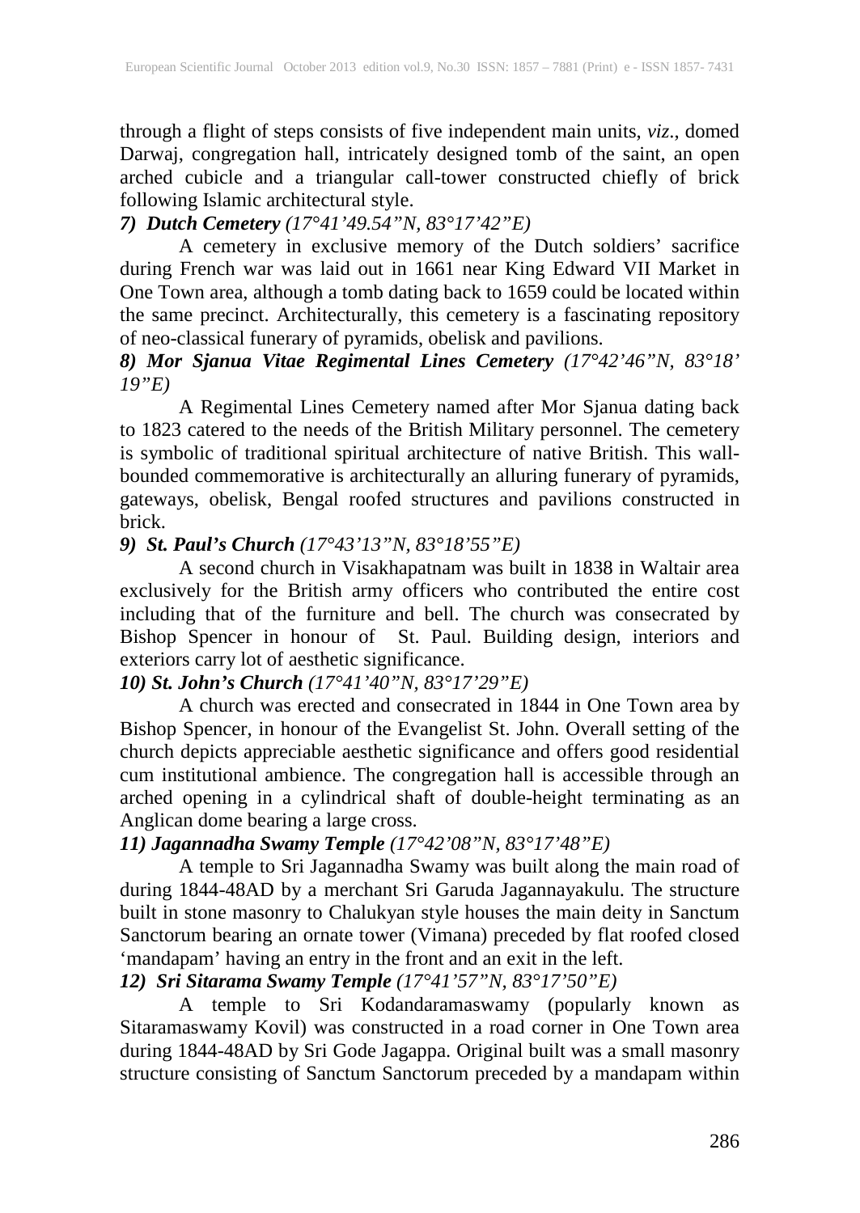through a flight of steps consists of five independent main units, *viz*., domed Darwaj, congregation hall, intricately designed tomb of the saint, an open arched cubicle and a triangular call-tower constructed chiefly of brick following Islamic architectural style.

***7) Dutch Cemetery** (17°41'49.54"N, 83°17'42"E)*

A cemetery in exclusive memory of the Dutch soldiers' sacrifice during French war was laid out in 1661 near King Edward VII Market in One Town area, although a tomb dating back to 1659 could be located within the same precinct. Architecturally, this cemetery is a fascinating repository of neo-classical funerary of pyramids, obelisk and pavilions.

***8) Mor Sjanua Vitae Regimental Lines Cemetery** (17°42'46"N, 83°18' 19"E)*

A Regimental Lines Cemetery named after Mor Sjanua dating back to 1823 catered to the needs of the British Military personnel. The cemetery is symbolic of traditional spiritual architecture of native British. This wall-bounded commemorative is architecturally an alluring funerary of pyramids, gateways, obelisk, Bengal roofed structures and pavilions constructed in brick.

***9) St. Paul's Church** (17°43'13"N, 83°18'55"E)*

A second church in Visakhapatnam was built in 1838 in Waltair area exclusively for the British army officers who contributed the entire cost including that of the furniture and bell. The church was consecrated by Bishop Spencer in honour of St. Paul. Building design, interiors and exteriors carry lot of aesthetic significance.

***10) St. John's Church** (17°41'40"N, 83°17'29"E)*

A church was erected and consecrated in 1844 in One Town area by Bishop Spencer, in honour of the Evangelist St. John. Overall setting of the church depicts appreciable aesthetic significance and offers good residential cum institutional ambience. The congregation hall is accessible through an arched opening in a cylindrical shaft of double-height terminating as an Anglican dome bearing a large cross.

***11) Jagannadha Swamy Temple** (17°42'08"N, 83°17'48"E)*

A temple to Sri Jagannadha Swamy was built along the main road of during 1844-48AD by a merchant Sri Garuda Jagannayakulu. The structure built in stone masonry to Chalukyan style houses the main deity in Sanctum Sanctorum bearing an ornate tower (Vimana) preceded by flat roofed closed 'mandapam' having an entry in the front and an exit in the left.

***12) Sri Sitarama Swamy Temple** (17°41'57"N, 83°17'50"E)*

A temple to Sri Kodandaramaswamy (popularly known as Sitaramaswamy Kovil) was constructed in a road corner in One Town area during 1844-48AD by Sri Gode Jagappa. Original built was a small masonry structure consisting of Sanctum Sanctorum preceded by a mandapam within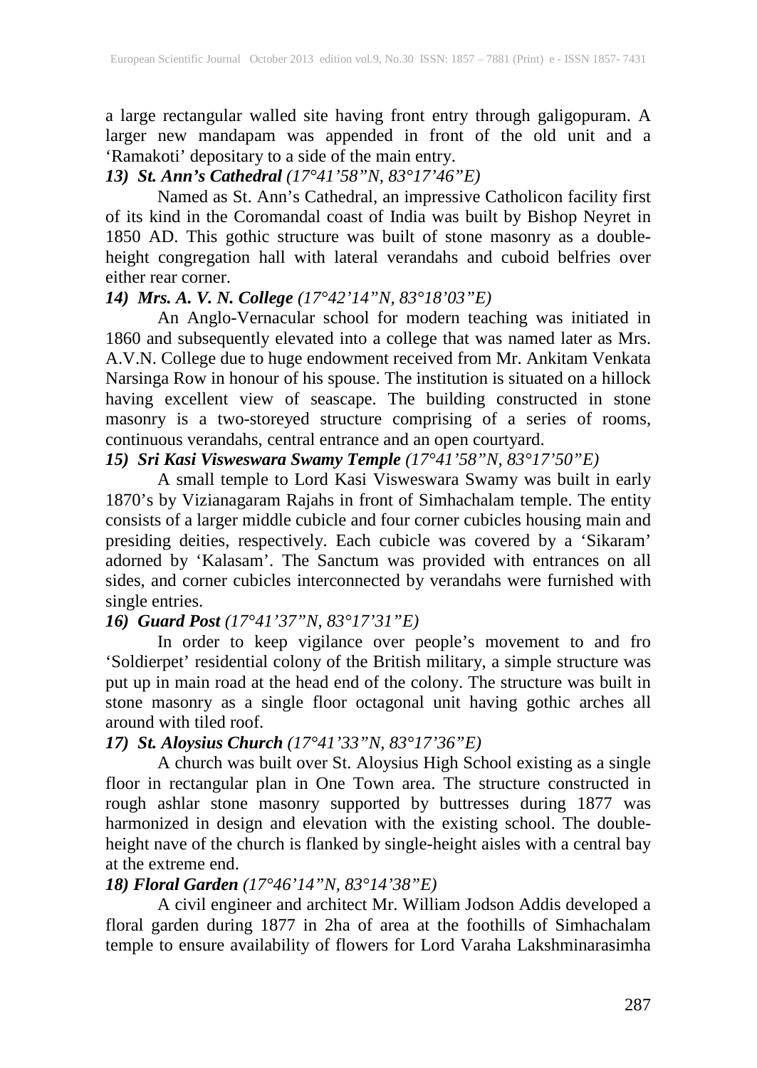a large rectangular walled site having front entry through galigopuram. A larger new mandapam was appended in front of the old unit and a 'Ramakoti' depositary to a side of the main entry.

***13) St. Ann's Cathedral** (17°41'58"N, 83°17'46"E)*

Named as St. Ann's Cathedral, an impressive Catholicon facility first of its kind in the Coromandal coast of India was built by Bishop Neyret in 1850 AD. This gothic structure was built of stone masonry as a double-height congregation hall with lateral verandahs and cuboid belfries over either rear corner.

***14) Mrs. A. V. N. College** (17°42'14"N, 83°18'03"E)*

An Anglo-Vernacular school for modern teaching was initiated in 1860 and subsequently elevated into a college that was named later as Mrs. A.V.N. College due to huge endowment received from Mr. Ankitam Venkata Narsinga Row in honour of his spouse. The institution is situated on a hillock having excellent view of seascape. The building constructed in stone masonry is a two-storeyed structure comprising of a series of rooms, continuous verandahs, central entrance and an open courtyard.

***15) Sri Kasi Visweswara Swamy Temple** (17°41'58"N, 83°17'50"E)*

A small temple to Lord Kasi Visweswara Swamy was built in early 1870's by Vizianagaram Rajahs in front of Simhachalam temple. The entity consists of a larger middle cubicle and four corner cubicles housing main and presiding deities, respectively. Each cubicle was covered by a 'Sikaram' adorned by 'Kalasam'. The Sanctum was provided with entrances on all sides, and corner cubicles interconnected by verandahs were furnished with single entries.

***16) Guard Post** (17°41'37"N, 83°17'31"E)*

In order to keep vigilance over people's movement to and fro 'Soldierpet' residential colony of the British military, a simple structure was put up in main road at the head end of the colony. The structure was built in stone masonry as a single floor octagonal unit having gothic arches all around with tiled roof.

***17) St. Aloysius Church** (17°41'33"N, 83°17'36"E)*

A church was built over St. Aloysius High School existing as a single floor in rectangular plan in One Town area. The structure constructed in rough ashlar stone masonry supported by buttresses during 1877 was harmonized in design and elevation with the existing school. The double-height nave of the church is flanked by single-height aisles with a central bay at the extreme end.

***18) Floral Garden** (17°46'14"N, 83°14'38"E)*

A civil engineer and architect Mr. William Jodson Addis developed a floral garden during 1877 in 2ha of area at the foothills of Simhachalam temple to ensure availability of flowers for Lord Varaha Lakshminarasimha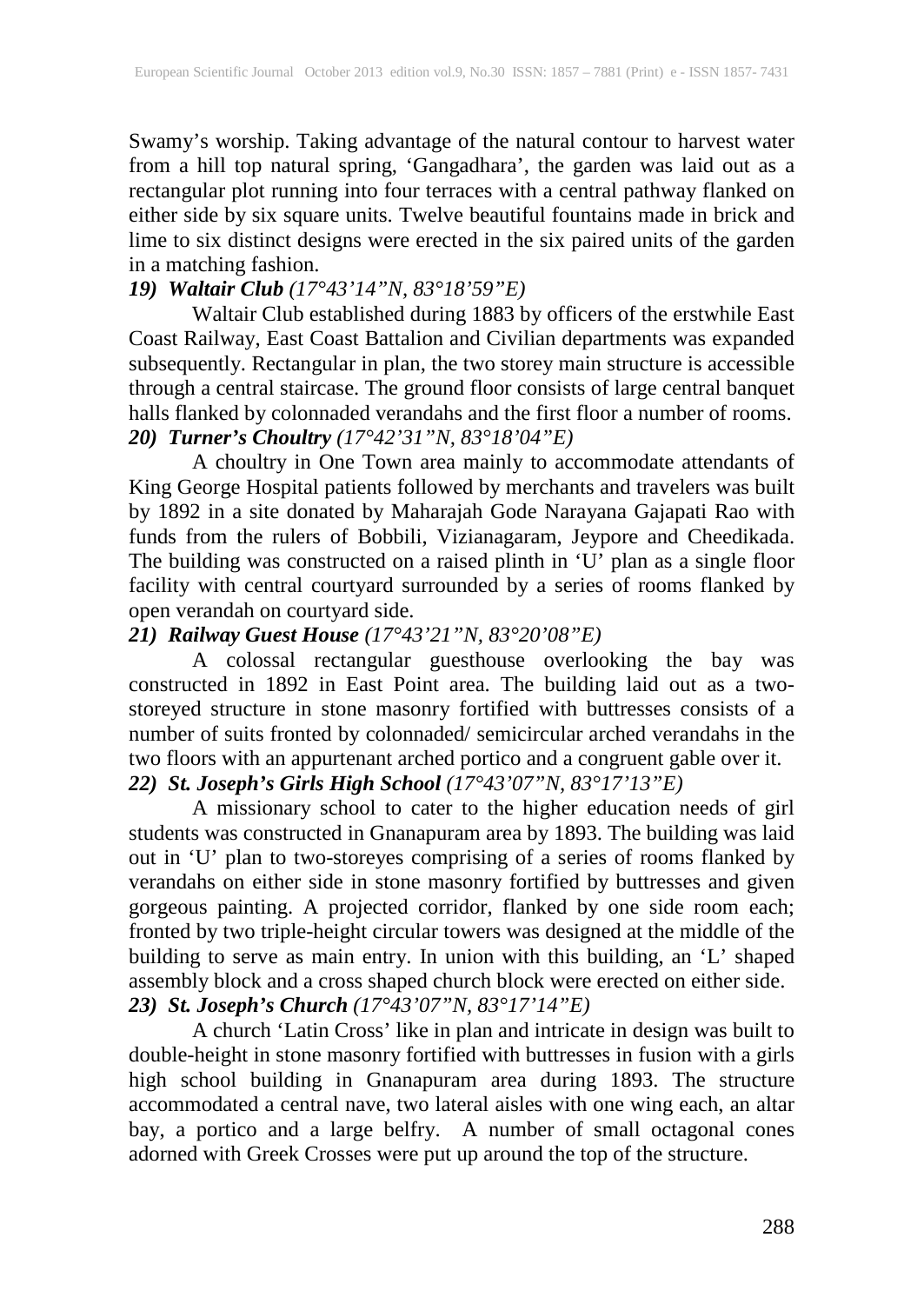Swamy's worship. Taking advantage of the natural contour to harvest water from a hill top natural spring, 'Gangadhara', the garden was laid out as a rectangular plot running into four terraces with a central pathway flanked on either side by six square units. Twelve beautiful fountains made in brick and lime to six distinct designs were erected in the six paired units of the garden in a matching fashion.

***19) Waltair Club** (17°43'14"N, 83°18'59"E)*

Waltair Club established during 1883 by officers of the erstwhile East Coast Railway, East Coast Battalion and Civilian departments was expanded subsequently. Rectangular in plan, the two storey main structure is accessible through a central staircase. The ground floor consists of large central banquet halls flanked by colonnaded verandahs and the first floor a number of rooms.

***20) Turner's Choultry** (17°42'31"N, 83°18'04"E)*

A choultry in One Town area mainly to accommodate attendants of King George Hospital patients followed by merchants and travelers was built by 1892 in a site donated by Maharajah Gode Narayana Gajapati Rao with funds from the rulers of Bobbili, Vizianagaram, Jeypore and Cheedikada. The building was constructed on a raised plinth in 'U' plan as a single floor facility with central courtyard surrounded by a series of rooms flanked by open verandah on courtyard side.

***21) Railway Guest House** (17°43'21"N, 83°20'08"E)*

A colossal rectangular guesthouse overlooking the bay was constructed in 1892 in East Point area. The building laid out as a two-storeyed structure in stone masonry fortified with buttresses consists of a number of suits fronted by colonnaded/ semicircular arched verandahs in the two floors with an appurtenant arched portico and a congruent gable over it.

***22) St. Joseph's Girls High School** (17°43'07"N, 83°17'13"E)*

A missionary school to cater to the higher education needs of girl students was constructed in Gnanapuram area by 1893. The building was laid out in 'U' plan to two-storeyes comprising of a series of rooms flanked by verandahs on either side in stone masonry fortified by buttresses and given gorgeous painting. A projected corridor, flanked by one side room each; fronted by two triple-height circular towers was designed at the middle of the building to serve as main entry. In union with this building, an 'L' shaped assembly block and a cross shaped church block were erected on either side.

***23) St. Joseph's Church** (17°43'07"N, 83°17'14"E)*

A church 'Latin Cross' like in plan and intricate in design was built to double-height in stone masonry fortified with buttresses in fusion with a girls high school building in Gnanapuram area during 1893. The structure accommodated a central nave, two lateral aisles with one wing each, an altar bay, a portico and a large belfry. A number of small octagonal cones adorned with Greek Crosses were put up around the top of the structure.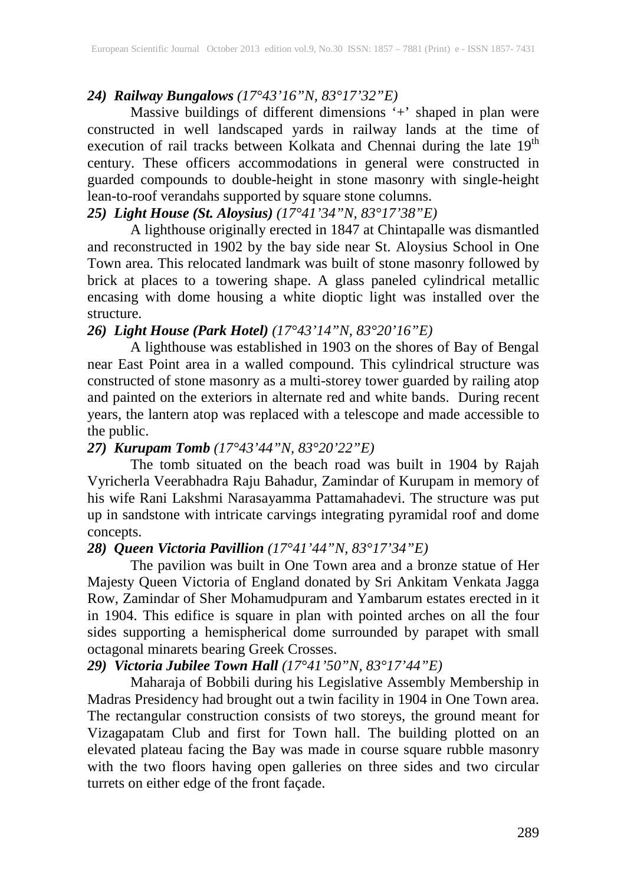***24) Railway Bungalows*** *(17°43'16"N, 83°17'32"E)*

Massive buildings of different dimensions '+' shaped in plan were constructed in well landscaped yards in railway lands at the time of execution of rail tracks between Kolkata and Chennai during the late 19th century. These officers accommodations in general were constructed in guarded compounds to double-height in stone masonry with single-height lean-to-roof verandahs supported by square stone columns.

***25) Light House (St. Aloysius)*** *(17°41'34"N, 83°17'38"E)*

A lighthouse originally erected in 1847 at Chintapalle was dismantled and reconstructed in 1902 by the bay side near St. Aloysius School in One Town area. This relocated landmark was built of stone masonry followed by brick at places to a towering shape. A glass paneled cylindrical metallic encasing with dome housing a white dioptic light was installed over the structure.

***26) Light House (Park Hotel)*** *(17°43'14"N, 83°20'16"E)*

A lighthouse was established in 1903 on the shores of Bay of Bengal near East Point area in a walled compound. This cylindrical structure was constructed of stone masonry as a multi-storey tower guarded by railing atop and painted on the exteriors in alternate red and white bands. During recent years, the lantern atop was replaced with a telescope and made accessible to the public.

***27) Kurupam Tomb*** *(17°43'44"N, 83°20'22"E)*

The tomb situated on the beach road was built in 1904 by Rajah Vyricherla Veerabhadra Raju Bahadur, Zamindar of Kurupam in memory of his wife Rani Lakshmi Narasayamma Pattamahadevi. The structure was put up in sandstone with intricate carvings integrating pyramidal roof and dome concepts.

***28) Queen Victoria Pavillion*** *(17°41'44"N, 83°17'34"E)*

The pavilion was built in One Town area and a bronze statue of Her Majesty Queen Victoria of England donated by Sri Ankitam Venkata Jagga Row, Zamindar of Sher Mohamudpuram and Yambarum estates erected in it in 1904. This edifice is square in plan with pointed arches on all the four sides supporting a hemispherical dome surrounded by parapet with small octagonal minarets bearing Greek Crosses.

***29) Victoria Jubilee Town Hall*** *(17°41'50"N, 83°17'44"E)*

Maharaja of Bobbili during his Legislative Assembly Membership in Madras Presidency had brought out a twin facility in 1904 in One Town area. The rectangular construction consists of two storeys, the ground meant for Vizagapatam Club and first for Town hall. The building plotted on an elevated plateau facing the Bay was made in course square rubble masonry with the two floors having open galleries on three sides and two circular turrets on either edge of the front façade.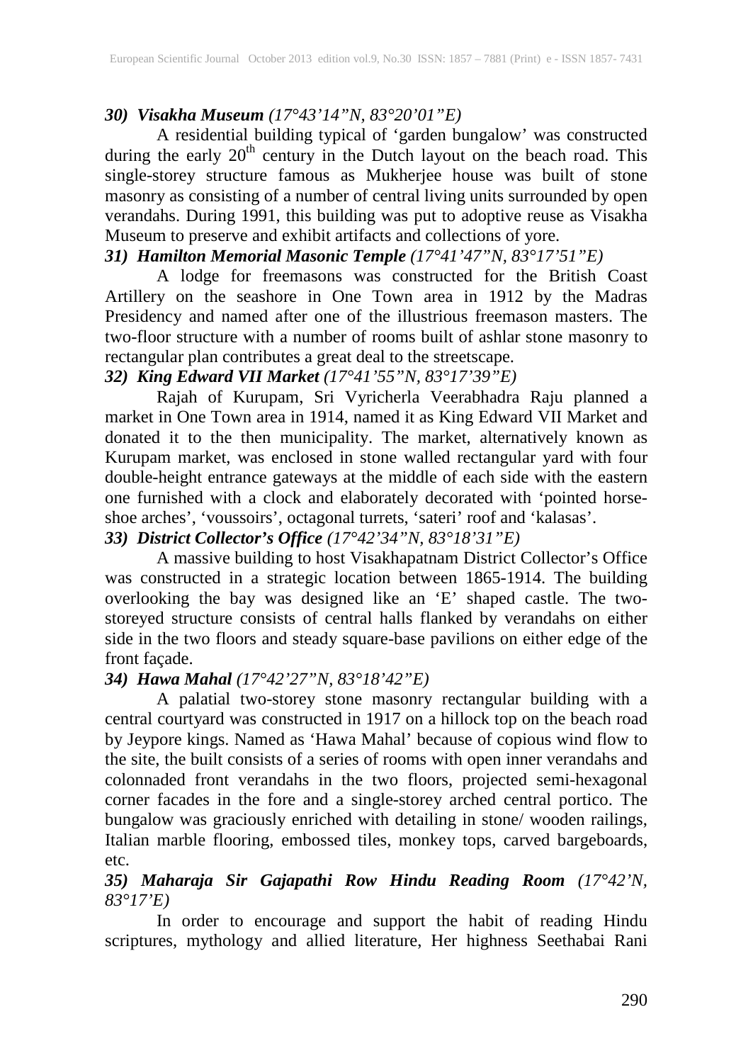***30) Visakha Museum** (17°43'14"N, 83°20'01"E)*

A residential building typical of 'garden bungalow' was constructed during the early 20[th] century in the Dutch layout on the beach road. This single-storey structure famous as Mukherjee house was built of stone masonry as consisting of a number of central living units surrounded by open verandahs. During 1991, this building was put to adoptive reuse as Visakha Museum to preserve and exhibit artifacts and collections of yore.

***31) Hamilton Memorial Masonic Temple** (17°41'47"N, 83°17'51"E)*

A lodge for freemasons was constructed for the British Coast Artillery on the seashore in One Town area in 1912 by the Madras Presidency and named after one of the illustrious freemason masters. The two-floor structure with a number of rooms built of ashlar stone masonry to rectangular plan contributes a great deal to the streetscape.

***32) King Edward VII Market** (17°41'55"N, 83°17'39"E)*

Rajah of Kurupam, Sri Vyricherla Veerabhadra Raju planned a market in One Town area in 1914, named it as King Edward VII Market and donated it to the then municipality. The market, alternatively known as Kurupam market, was enclosed in stone walled rectangular yard with four double-height entrance gateways at the middle of each side with the eastern one furnished with a clock and elaborately decorated with 'pointed horse-shoe arches', 'voussoirs', octagonal turrets, 'sateri' roof and 'kalasas'.

***33) District Collector's Office** (17°42'34"N, 83°18'31"E)*

A massive building to host Visakhapatnam District Collector's Office was constructed in a strategic location between 1865-1914. The building overlooking the bay was designed like an 'E' shaped castle. The two-storeyed structure consists of central halls flanked by verandahs on either side in the two floors and steady square-base pavilions on either edge of the front façade.

***34) Hawa Mahal** (17°42'27"N, 83°18'42"E)*

A palatial two-storey stone masonry rectangular building with a central courtyard was constructed in 1917 on a hillock top on the beach road by Jeypore kings. Named as 'Hawa Mahal' because of copious wind flow to the site, the built consists of a series of rooms with open inner verandahs and colonnaded front verandahs in the two floors, projected semi-hexagonal corner facades in the fore and a single-storey arched central portico. The bungalow was graciously enriched with detailing in stone/ wooden railings, Italian marble flooring, embossed tiles, monkey tops, carved bargeboards, etc.

***35) Maharaja Sir Gajapathi Row Hindu Reading Room** (17°42'N, 83°17'E)*

In order to encourage and support the habit of reading Hindu scriptures, mythology and allied literature, Her highness Seethabai Rani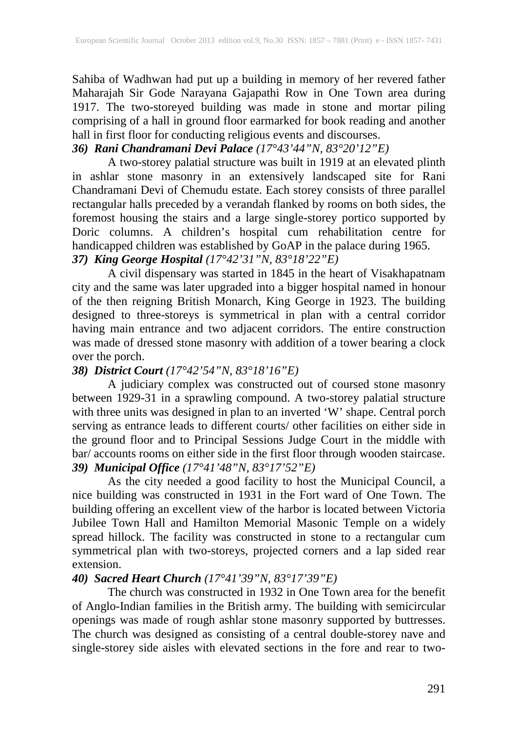Sahiba of Wadhwan had put up a building in memory of her revered father Maharajah Sir Gode Narayana Gajapathi Row in One Town area during 1917. The two-storeyed building was made in stone and mortar piling comprising of a hall in ground floor earmarked for book reading and another hall in first floor for conducting religious events and discourses.

***36) Rani Chandramani Devi Palace*** *(17°43’44”N, 83°20’12”E)*

A two-storey palatial structure was built in 1919 at an elevated plinth in ashlar stone masonry in an extensively landscaped site for Rani Chandramani Devi of Chemudu estate. Each storey consists of three parallel rectangular halls preceded by a verandah flanked by rooms on both sides, the foremost housing the stairs and a large single-storey portico supported by Doric columns. A children’s hospital cum rehabilitation centre for handicapped children was established by GoAP in the palace during 1965.

***37) King George Hospital*** *(17°42’31”N, 83°18’22”E)*

A civil dispensary was started in 1845 in the heart of Visakhapatnam city and the same was later upgraded into a bigger hospital named in honour of the then reigning British Monarch, King George in 1923. The building designed to three-storeys is symmetrical in plan with a central corridor having main entrance and two adjacent corridors. The entire construction was made of dressed stone masonry with addition of a tower bearing a clock over the porch.

***38) District Court*** *(17°42’54”N, 83°18’16”E)*

A judiciary complex was constructed out of coursed stone masonry between 1929-31 in a sprawling compound. A two-storey palatial structure with three units was designed in plan to an inverted ‘W’ shape. Central porch serving as entrance leads to different courts/ other facilities on either side in the ground floor and to Principal Sessions Judge Court in the middle with bar/ accounts rooms on either side in the first floor through wooden staircase.

***39) Municipal Office*** *(17°41’48”N, 83°17’52”E)*

As the city needed a good facility to host the Municipal Council, a nice building was constructed in 1931 in the Fort ward of One Town. The building offering an excellent view of the harbor is located between Victoria Jubilee Town Hall and Hamilton Memorial Masonic Temple on a widely spread hillock. The facility was constructed in stone to a rectangular cum symmetrical plan with two-storeys, projected corners and a lap sided rear extension.

***40) Sacred Heart Church*** *(17°41’39”N, 83°17’39”E)*

The church was constructed in 1932 in One Town area for the benefit of Anglo-Indian families in the British army. The building with semicircular openings was made of rough ashlar stone masonry supported by buttresses. The church was designed as consisting of a central double-storey nave and single-storey side aisles with elevated sections in the fore and rear to two-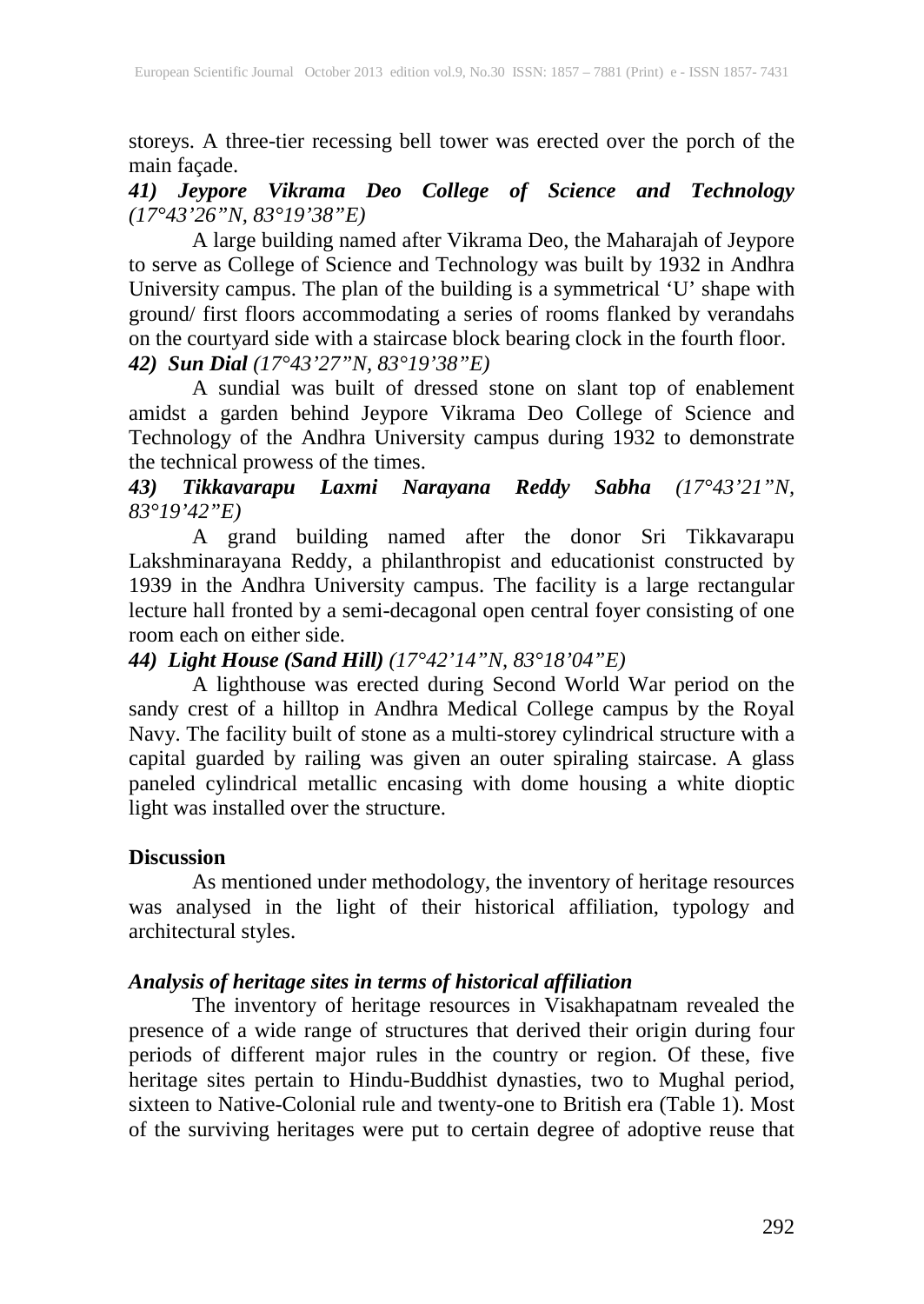storeys. A three-tier recessing bell tower was erected over the porch of the main façade.

***41) Jeypore Vikrama Deo College of Science and Technology** (17°43'26"N, 83°19'38"E)*

A large building named after Vikrama Deo, the Maharajah of Jeypore to serve as College of Science and Technology was built by 1932 in Andhra University campus. The plan of the building is a symmetrical 'U' shape with ground/ first floors accommodating a series of rooms flanked by verandahs on the courtyard side with a staircase block bearing clock in the fourth floor.

***42) Sun Dial** (17°43'27"N, 83°19'38"E)*

A sundial was built of dressed stone on slant top of enablement amidst a garden behind Jeypore Vikrama Deo College of Science and Technology of the Andhra University campus during 1932 to demonstrate the technical prowess of the times.

***43) Tikkavarapu Laxmi Narayana Reddy Sabha** (17°43'21"N, 83°19'42"E)*

A grand building named after the donor Sri Tikkavarapu Lakshminarayana Reddy, a philanthropist and educationist constructed by 1939 in the Andhra University campus. The facility is a large rectangular lecture hall fronted by a semi-decagonal open central foyer consisting of one room each on either side.

***44) Light House (Sand Hill)** (17°42'14"N, 83°18'04"E)*

A lighthouse was erected during Second World War period on the sandy crest of a hilltop in Andhra Medical College campus by the Royal Navy. The facility built of stone as a multi-storey cylindrical structure with a capital guarded by railing was given an outer spiraling staircase. A glass paneled cylindrical metallic encasing with dome housing a white dioptic light was installed over the structure.

**Discussion**

As mentioned under methodology, the inventory of heritage resources was analysed in the light of their historical affiliation, typology and architectural styles.

***Analysis of heritage sites in terms of historical affiliation***

The inventory of heritage resources in Visakhapatnam revealed the presence of a wide range of structures that derived their origin during four periods of different major rules in the country or region. Of these, five heritage sites pertain to Hindu-Buddhist dynasties, two to Mughal period, sixteen to Native-Colonial rule and twenty-one to British era (Table 1). Most of the surviving heritages were put to certain degree of adoptive reuse that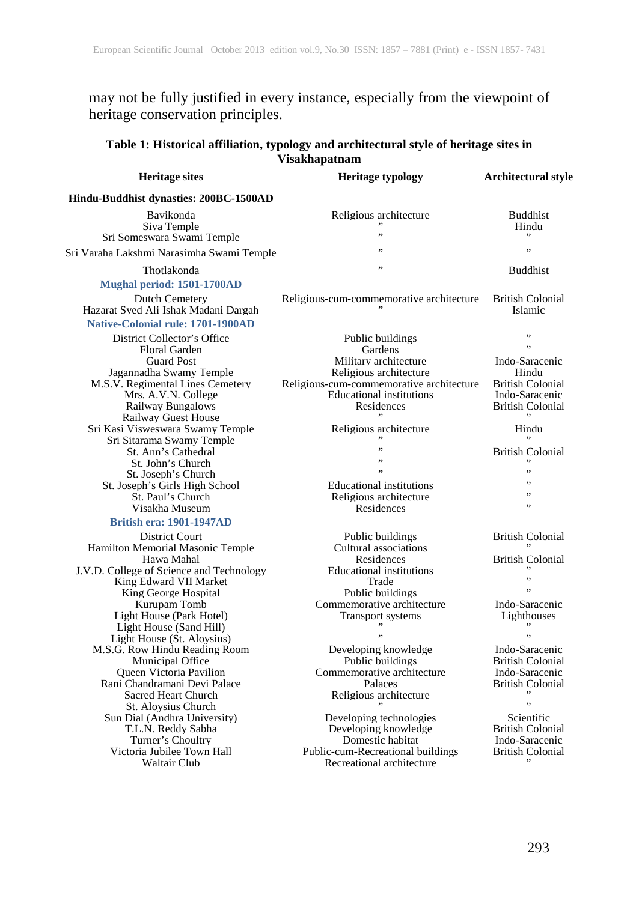may not be fully justified in every instance, especially from the viewpoint of heritage conservation principles.

**Table 1: Historical affiliation, typology and architectural style of heritage sites in Visakhapatnam**

| Heritage sites | Heritage typology | Architectural style |
|---|---|---|
| **Hindu-Buddhist dynasties: 200BC-1500AD** | | |
| Bavikonda | Religious architecture | Buddhist |
| Siva Temple | ” | Hindu |
| Sri Someswara Swami Temple | ” | ” |
| Sri Varaha Lakshmi Narasimha Swami Temple | ” | ” |
| Thotlakonda | ” | Buddhist |
| **Mughal period: 1501-1700AD** | | |
| Dutch Cemetery | Religious-cum-commemorative architecture | British Colonial |
| Hazarat Syed Ali Ishak Madani Dargah | ” | Islamic |
| **Native-Colonial rule: 1701-1900AD** | | |
| District Collector’s Office | Public buildings | ” |
| Floral Garden | Gardens | ” |
| Guard Post | Military architecture | Indo-Saracenic |
| Jagannadha Swamy Temple | Religious architecture | Hindu |
| M.S.V. Regimental Lines Cemetery | Religious-cum-commemorative architecture | British Colonial |
| Mrs. A.V.N. College | Educational institutions | Indo-Saracenic |
| Railway Bungalows | Residences | British Colonial |
| Railway Guest House | ” | ” |
| Sri Kasi Visweswara Swamy Temple | Religious architecture | Hindu |
| Sri Sitarama Swamy Temple | ” | ” |
| St. Ann’s Cathedral | ” | British Colonial |
| St. John’s Church | ” | ” |
| St. Joseph’s Church | ” | ” |
| St. Joseph’s Girls High School | Educational institutions | ” |
| St. Paul’s Church | Religious architecture | ” |
| Visakha Museum | Residences | ” |
| **British era: 1901-1947AD** | | |
| District Court | Public buildings | British Colonial |
| Hamilton Memorial Masonic Temple | Cultural associations | ” |
| Hawa Mahal | Residences | British Colonial |
| J.V.D. College of Science and Technology | Educational institutions | ” |
| King Edward VII Market | Trade | ” |
| King George Hospital | Public buildings | ” |
| Kurupam Tomb | Commemorative architecture | Indo-Saracenic |
| Light House (Park Hotel) | Transport systems | Lighthouses |
| Light House (Sand Hill) | ” | ” |
| Light House (St. Aloysius) | ” | ” |
| M.S.G. Row Hindu Reading Room | Developing knowledge | Indo-Saracenic |
| Municipal Office | Public buildings | British Colonial |
| Queen Victoria Pavilion | Commemorative architecture | Indo-Saracenic |
| Rani Chandramani Devi Palace | Palaces | British Colonial |
| Sacred Heart Church | Religious architecture | ” |
| St. Aloysius Church | ” | ” |
| Sun Dial (Andhra University) | Developing technologies | Scientific |
| T.L.N. Reddy Sabha | Developing knowledge | British Colonial |
| Turner’s Choultry | Domestic habitat | Indo-Saracenic |
| Victoria Jubilee Town Hall | Public-cum-Recreational buildings | British Colonial |
| Waltair Club | Recreational architecture | ” |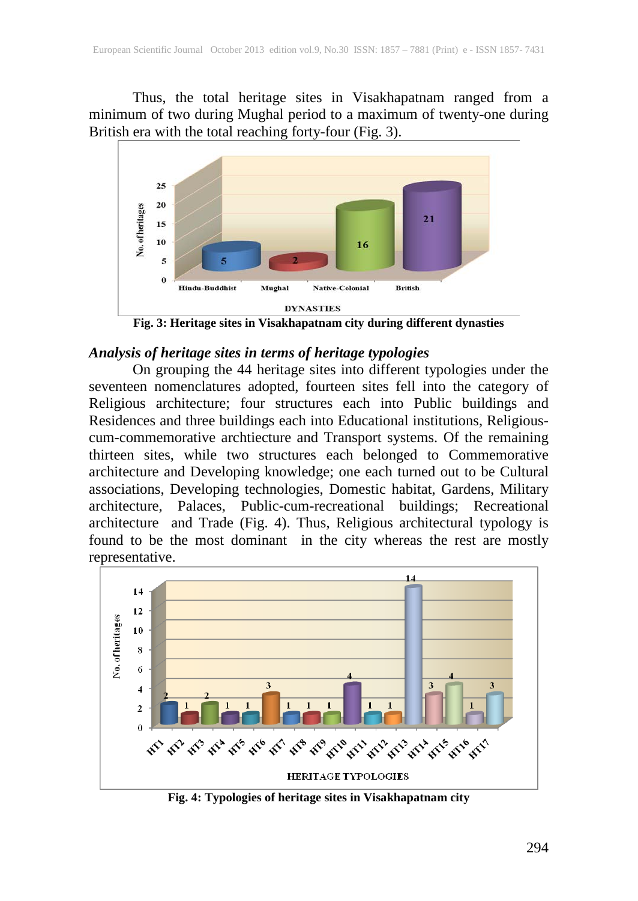Thus, the total heritage sites in Visakhapatnam ranged from a minimum of two during Mughal period to a maximum of twenty-one during British era with the total reaching forty-four (Fig. 3).

**Fig. 3: Heritage sites in Visakhapatnam city during different dynasties**

### *Analysis of heritage sites in terms of heritage typologies*

On grouping the 44 heritage sites into different typologies under the seventeen nomenclatures adopted, fourteen sites fell into the category of Religious architecture; four structures each into Public buildings and Residences and three buildings each into Educational institutions, Religious-cum-commemorative archtiecture and Transport systems. Of the remaining thirteen sites, while two structures each belonged to Commemorative architecture and Developing knowledge; one each turned out to be Cultural associations, Developing technologies, Domestic habitat, Gardens, Military architecture, Palaces, Public-cum-recreational buildings; Recreational architecture and Trade (Fig. 4). Thus, Religious architectural typology is found to be the most dominant in the city whereas the rest are mostly representative.

**Fig. 4: Typologies of heritage sites in Visakhapatnam city**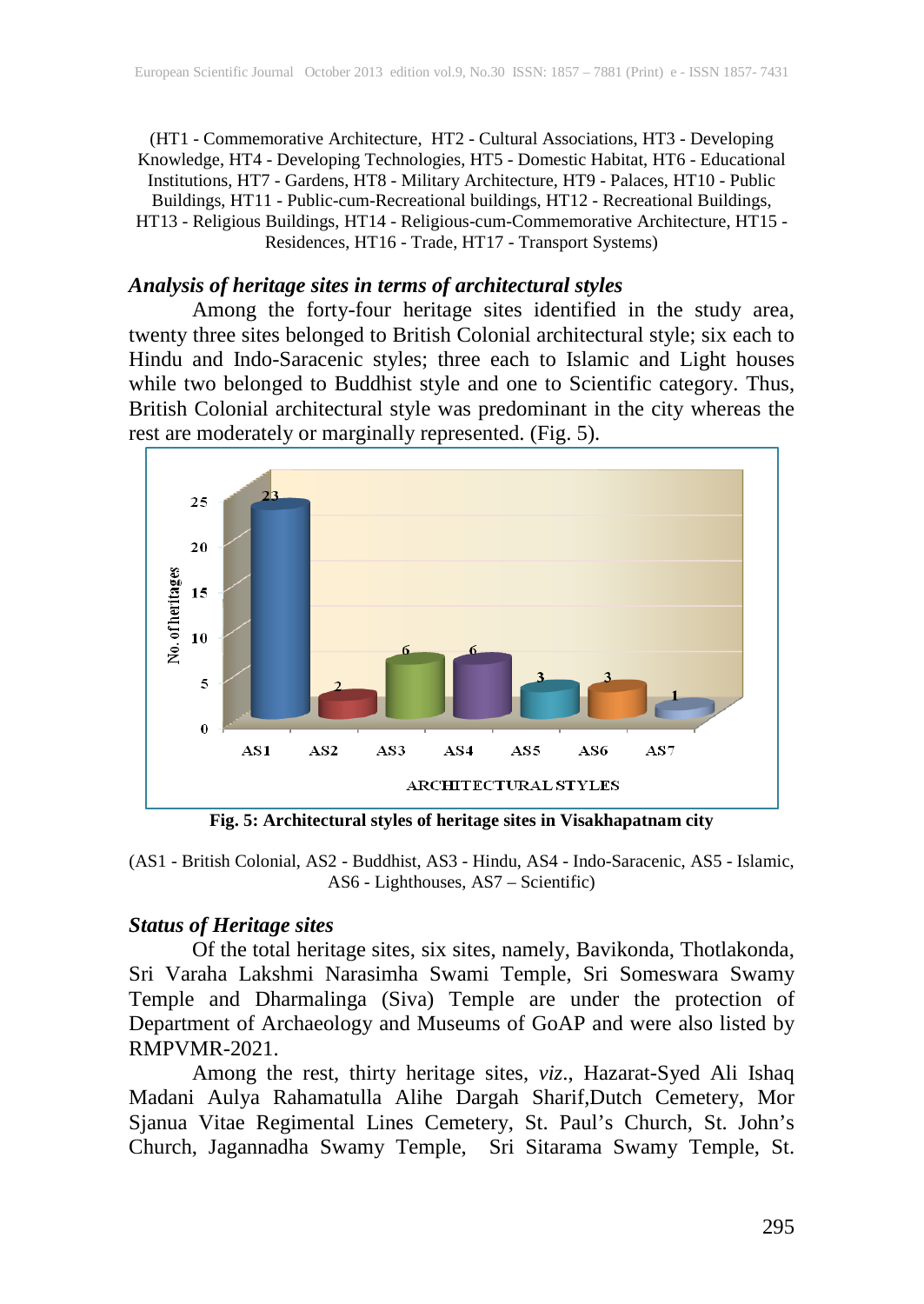(HT1 - Commemorative Architecture, HT2 - Cultural Associations, HT3 - Developing Knowledge, HT4 - Developing Technologies, HT5 - Domestic Habitat, HT6 - Educational Institutions, HT7 - Gardens, HT8 - Military Architecture, HT9 - Palaces, HT10 - Public Buildings, HT11 - Public-cum-Recreational buildings, HT12 - Recreational Buildings, HT13 - Religious Buildings, HT14 - Religious-cum-Commemorative Architecture, HT15 - Residences, HT16 - Trade, HT17 - Transport Systems)

### *Analysis of heritage sites in terms of architectural styles*

Among the forty-four heritage sites identified in the study area, twenty three sites belonged to British Colonial architectural style; six each to Hindu and Indo-Saracenic styles; three each to Islamic and Light houses while two belonged to Buddhist style and one to Scientific category. Thus, British Colonial architectural style was predominant in the city whereas the rest are moderately or marginally represented. (Fig. 5).

**Fig. 5: Architectural styles of heritage sites in Visakhapatnam city**

(AS1 - British Colonial, AS2 - Buddhist, AS3 - Hindu, AS4 - Indo-Saracenic, AS5 - Islamic, AS6 - Lighthouses, AS7 – Scientific)

### *Status of Heritage sites*

Of the total heritage sites, six sites, namely, Bavikonda, Thotlakonda, Sri Varaha Lakshmi Narasimha Swami Temple, Sri Someswara Swamy Temple and Dharmalinga (Siva) Temple are under the protection of Department of Archaeology and Museums of GoAP and were also listed by RMPVMR-2021.

Among the rest, thirty heritage sites, *viz*., Hazarat-Syed Ali Ishaq Madani Aulya Rahamatulla Alihe Dargah Sharif,Dutch Cemetery, Mor Sjanua Vitae Regimental Lines Cemetery, St. Paul's Church, St. John's Church, Jagannadha Swamy Temple, Sri Sitarama Swamy Temple, St.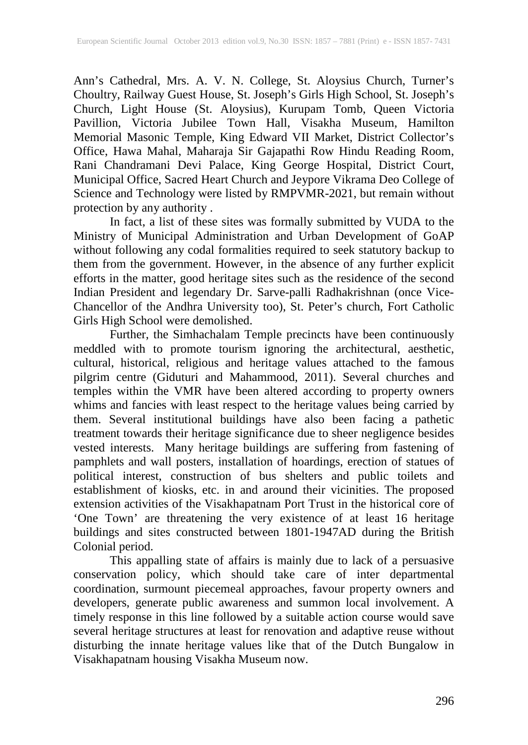Ann's Cathedral, Mrs. A. V. N. College, St. Aloysius Church, Turner's Choultry, Railway Guest House, St. Joseph's Girls High School, St. Joseph's Church, Light House (St. Aloysius), Kurupam Tomb, Queen Victoria Pavillion, Victoria Jubilee Town Hall, Visakha Museum, Hamilton Memorial Masonic Temple, King Edward VII Market, District Collector's Office, Hawa Mahal, Maharaja Sir Gajapathi Row Hindu Reading Room, Rani Chandramani Devi Palace, King George Hospital, District Court, Municipal Office, Sacred Heart Church and Jeypore Vikrama Deo College of Science and Technology were listed by RMPVMR-2021, but remain without protection by any authority .

In fact, a list of these sites was formally submitted by VUDA to the Ministry of Municipal Administration and Urban Development of GoAP without following any codal formalities required to seek statutory backup to them from the government. However, in the absence of any further explicit efforts in the matter, good heritage sites such as the residence of the second Indian President and legendary Dr. Sarve-palli Radhakrishnan (once Vice-Chancellor of the Andhra University too), St. Peter's church, Fort Catholic Girls High School were demolished.

Further, the Simhachalam Temple precincts have been continuously meddled with to promote tourism ignoring the architectural, aesthetic, cultural, historical, religious and heritage values attached to the famous pilgrim centre (Giduturi and Mahammood, 2011). Several churches and temples within the VMR have been altered according to property owners whims and fancies with least respect to the heritage values being carried by them. Several institutional buildings have also been facing a pathetic treatment towards their heritage significance due to sheer negligence besides vested interests. Many heritage buildings are suffering from fastening of pamphlets and wall posters, installation of hoardings, erection of statues of political interest, construction of bus shelters and public toilets and establishment of kiosks, etc. in and around their vicinities. The proposed extension activities of the Visakhapatnam Port Trust in the historical core of 'One Town' are threatening the very existence of at least 16 heritage buildings and sites constructed between 1801-1947AD during the British Colonial period.

This appalling state of affairs is mainly due to lack of a persuasive conservation policy, which should take care of inter departmental coordination, surmount piecemeal approaches, favour property owners and developers, generate public awareness and summon local involvement. A timely response in this line followed by a suitable action course would save several heritage structures at least for renovation and adaptive reuse without disturbing the innate heritage values like that of the Dutch Bungalow in Visakhapatnam housing Visakha Museum now.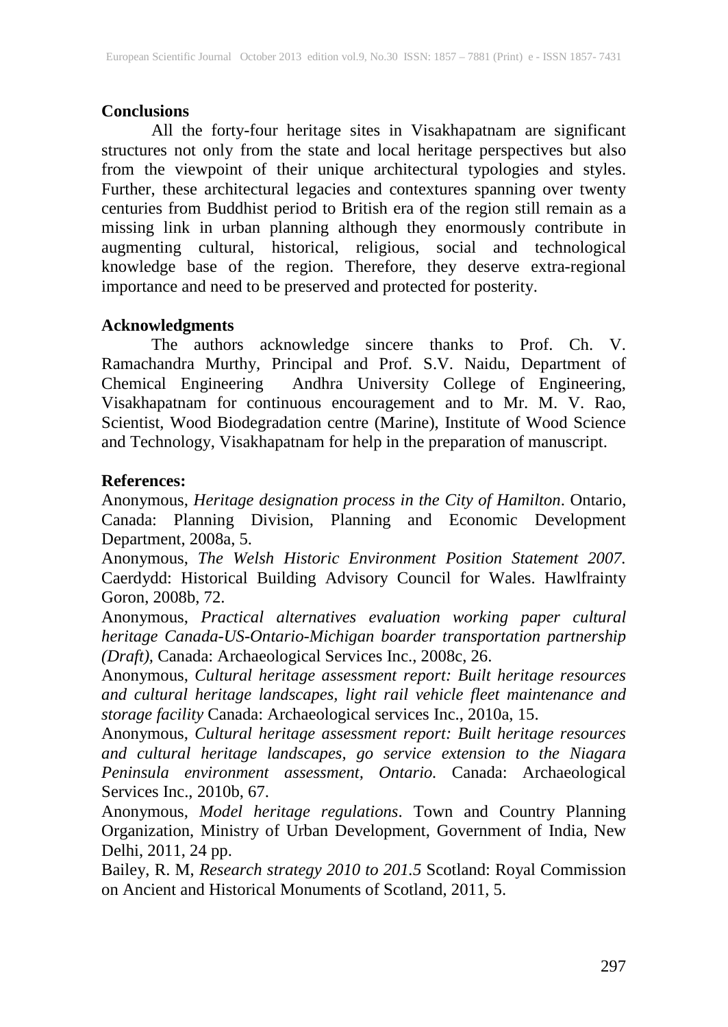## Conclusions

All the forty-four heritage sites in Visakhapatnam are significant structures not only from the state and local heritage perspectives but also from the viewpoint of their unique architectural typologies and styles. Further, these architectural legacies and contextures spanning over twenty centuries from Buddhist period to British era of the region still remain as a missing link in urban planning although they enormously contribute in augmenting cultural, historical, religious, social and technological knowledge base of the region. Therefore, they deserve extra-regional importance and need to be preserved and protected for posterity.

## Acknowledgments

The authors acknowledge sincere thanks to Prof. Ch. V. Ramachandra Murthy, Principal and Prof. S.V. Naidu, Department of Chemical Engineering Andhra University College of Engineering, Visakhapatnam for continuous encouragement and to Mr. M. V. Rao, Scientist, Wood Biodegradation centre (Marine), Institute of Wood Science and Technology, Visakhapatnam for help in the preparation of manuscript.

## References:

Anonymous, *Heritage designation process in the City of Hamilton*. Ontario, Canada: Planning Division, Planning and Economic Development Department, 2008a, 5.

Anonymous, *The Welsh Historic Environment Position Statement 2007.* Caerdydd: Historical Building Advisory Council for Wales. Hawlfrainty Goron, 2008b, 72.

Anonymous, *Practical alternatives evaluation working paper cultural heritage Canada-US-Ontario-Michigan boarder transportation partnership (Draft)*, Canada: Archaeological Services Inc., 2008c, 26.

Anonymous, *Cultural heritage assessment report: Built heritage resources and cultural heritage landscapes, light rail vehicle fleet maintenance and storage facility* Canada: Archaeological services Inc., 2010a, 15.

Anonymous, *Cultural heritage assessment report: Built heritage resources and cultural heritage landscapes, go service extension to the Niagara Peninsula environment assessment, Ontario.* Canada: Archaeological Services Inc., 2010b, 67.

Anonymous, *Model heritage regulations*. Town and Country Planning Organization, Ministry of Urban Development, Government of India, New Delhi, 2011, 24 pp.

Bailey, R. M, *Research strategy 2010 to 201.5* Scotland: Royal Commission on Ancient and Historical Monuments of Scotland, 2011, 5.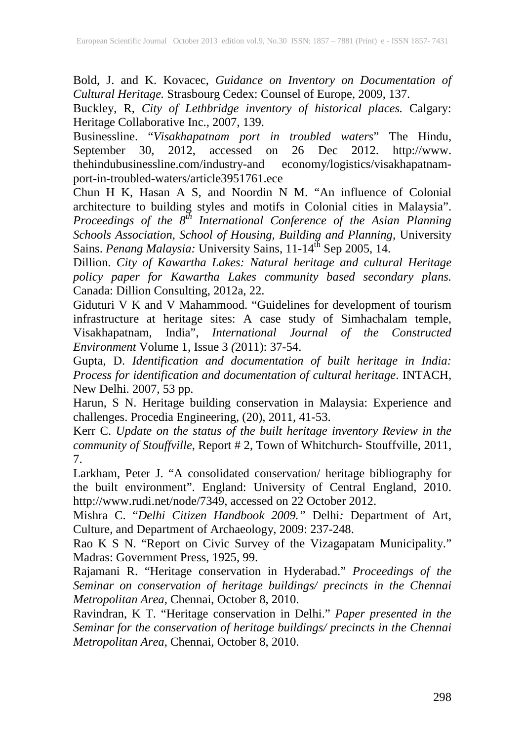Bold, J. and K. Kovacec, *Guidance on Inventory on Documentation of Cultural Heritage.* Strasbourg Cedex: Counsel of Europe, 2009, 137.

Buckley, R, *City of Lethbridge inventory of historical places.* Calgary: Heritage Collaborative Inc., 2007, 139.

Businessline. "*Visakhapatnam port in troubled waters*" The Hindu, September 30, 2012, accessed on 26 Dec 2012. http://www.thehindubusinessline.com/industry-and economy/logistics/visakhapatnam-port-in-troubled-waters/article3951761.ece

Chun H K, Hasan A S, and Noordin N M. "An influence of Colonial architecture to building styles and motifs in Colonial cities in Malaysia". *Proceedings of the 8th International Conference of the Asian Planning Schools Association, School of Housing, Building and Planning,* University Sains. *Penang Malaysia:* University Sains, 11-14th Sep 2005, 14.

Dillion. *City of Kawartha Lakes: Natural heritage and cultural Heritage policy paper for Kawartha Lakes community based secondary plans.* Canada: Dillion Consulting, 2012a, 22.

Giduturi V K and V Mahammood. "Guidelines for development of tourism infrastructure at heritage sites: A case study of Simhachalam temple, Visakhapatnam, India", *International Journal of the Constructed Environment* Volume 1, Issue 3 *(*2011): 37-54.

Gupta, D. *Identification and documentation of built heritage in India: Process for identification and documentation of cultural heritage*. INTACH, New Delhi. 2007, 53 pp.

Harun, S N. Heritage building conservation in Malaysia: Experience and challenges. Procedia Engineering, (20), 2011, 41-53.

Kerr C. *Update on the status of the built heritage inventory Review in the community of Stouffville*, Report # 2, Town of Whitchurch- Stouffville, 2011, 7.

Larkham, Peter J. "A consolidated conservation/ heritage bibliography for the built environment". England: University of Central England, 2010. http://www.rudi.net/node/7349, accessed on 22 October 2012.

Mishra C. "*Delhi Citizen Handbook 2009."* Delhi*:* Department of Art, Culture, and Department of Archaeology, 2009: 237-248.

Rao K S N. "Report on Civic Survey of the Vizagapatam Municipality." Madras: Government Press, 1925, 99.

Rajamani R. "Heritage conservation in Hyderabad." *Proceedings of the Seminar on conservation of heritage buildings/ precincts in the Chennai Metropolitan Area*, Chennai, October 8, 2010.

Ravindran, K T. "Heritage conservation in Delhi." *Paper presented in the Seminar for the conservation of heritage buildings/ precincts in the Chennai Metropolitan Area*, Chennai, October 8, 2010.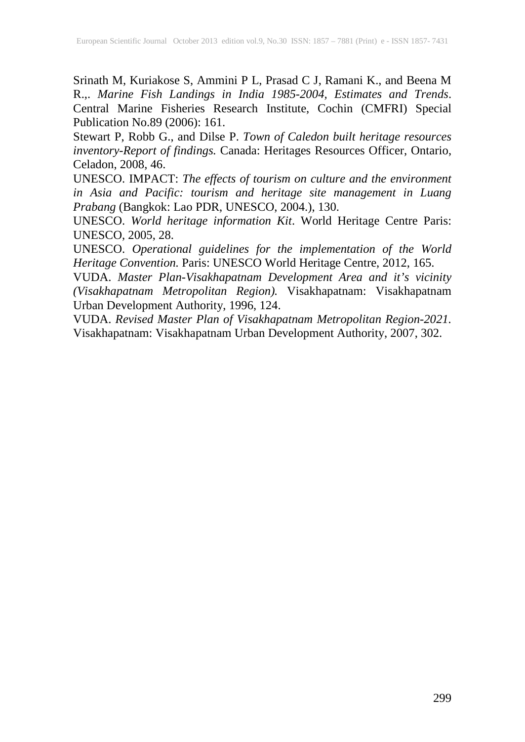Srinath M, Kuriakose S, Ammini P L, Prasad C J, Ramani K., and Beena M R.,. *Marine Fish Landings in India 1985-2004, Estimates and Trends*. Central Marine Fisheries Research Institute, Cochin (CMFRI) Special Publication No.89 (2006): 161.

Stewart P, Robb G., and Dilse P. *Town of Caledon built heritage resources inventory-Report of findings.* Canada: Heritages Resources Officer, Ontario, Celadon, 2008, 46.

UNESCO. IMPACT: *The effects of tourism on culture and the environment in Asia and Pacific: tourism and heritage site management in Luang Prabang* (Bangkok: Lao PDR, UNESCO, 2004.), 130.

UNESCO. *World heritage information Kit*. World Heritage Centre Paris: UNESCO, 2005, 28.

UNESCO. *Operational guidelines for the implementation of the World Heritage Convention.* Paris: UNESCO World Heritage Centre, 2012, 165.

VUDA. *Master Plan-Visakhapatnam Development Area and it's vicinity (Visakhapatnam Metropolitan Region).* Visakhapatnam: Visakhapatnam Urban Development Authority, 1996, 124.

VUDA. *Revised Master Plan of Visakhapatnam Metropolitan Region-2021.* Visakhapatnam: Visakhapatnam Urban Development Authority, 2007, 302.